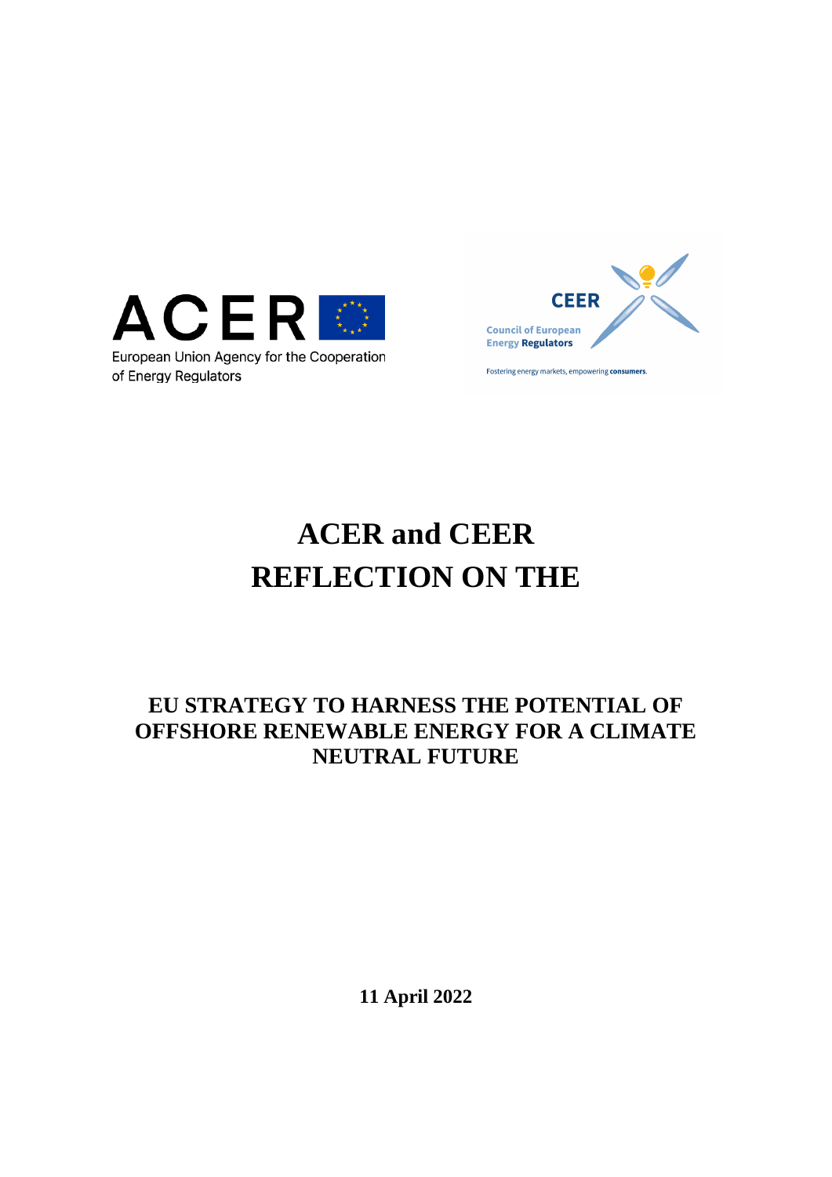ACER

European Union Agency for the Cooperation of Energy Regulators

CEER

Council of European Energy Regulators

Fostering energy markets, empowering consumers.

# ACER and CEER REFLECTION ON THE

## EU STRATEGY TO HARNESS THE POTENTIAL OF OFFSHORE RENEWABLE ENERGY FOR A CLIMATE NEUTRAL FUTURE

**11 April 2022**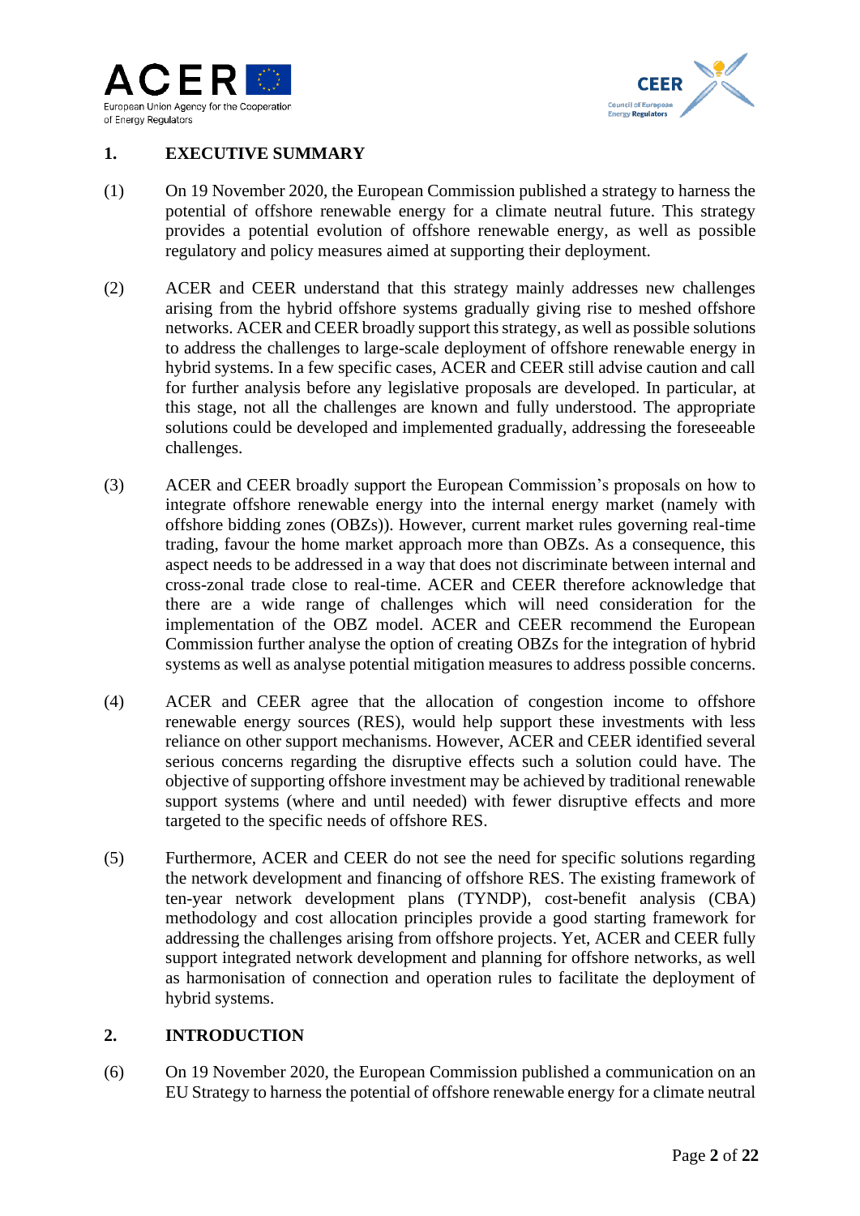## 1. EXECUTIVE SUMMARY

(1) On 19 November 2020, the European Commission published a strategy to harness the potential of offshore renewable energy for a climate neutral future. This strategy provides a potential evolution of offshore renewable energy, as well as possible regulatory and policy measures aimed at supporting their deployment.

(2) ACER and CEER understand that this strategy mainly addresses new challenges arising from the hybrid offshore systems gradually giving rise to meshed offshore networks. ACER and CEER broadly support this strategy, as well as possible solutions to address the challenges to large-scale deployment of offshore renewable energy in hybrid systems. In a few specific cases, ACER and CEER still advise caution and call for further analysis before any legislative proposals are developed. In particular, at this stage, not all the challenges are known and fully understood. The appropriate solutions could be developed and implemented gradually, addressing the foreseeable challenges.

(3) ACER and CEER broadly support the European Commission's proposals on how to integrate offshore renewable energy into the internal energy market (namely with offshore bidding zones (OBZs)). However, current market rules governing real-time trading, favour the home market approach more than OBZs. As a consequence, this aspect needs to be addressed in a way that does not discriminate between internal and cross-zonal trade close to real-time. ACER and CEER therefore acknowledge that there are a wide range of challenges which will need consideration for the implementation of the OBZ model. ACER and CEER recommend the European Commission further analyse the option of creating OBZs for the integration of hybrid systems as well as analyse potential mitigation measures to address possible concerns.

(4) ACER and CEER agree that the allocation of congestion income to offshore renewable energy sources (RES), would help support these investments with less reliance on other support mechanisms. However, ACER and CEER identified several serious concerns regarding the disruptive effects such a solution could have. The objective of supporting offshore investment may be achieved by traditional renewable support systems (where and until needed) with fewer disruptive effects and more targeted to the specific needs of offshore RES.

(5) Furthermore, ACER and CEER do not see the need for specific solutions regarding the network development and financing of offshore RES. The existing framework of ten-year network development plans (TYNDP), cost-benefit analysis (CBA) methodology and cost allocation principles provide a good starting framework for addressing the challenges arising from offshore projects. Yet, ACER and CEER fully support integrated network development and planning for offshore networks, as well as harmonisation of connection and operation rules to facilitate the deployment of hybrid systems.

## 2. INTRODUCTION

(6) On 19 November 2020, the European Commission published a communication on an EU Strategy to harness the potential of offshore renewable energy for a climate neutral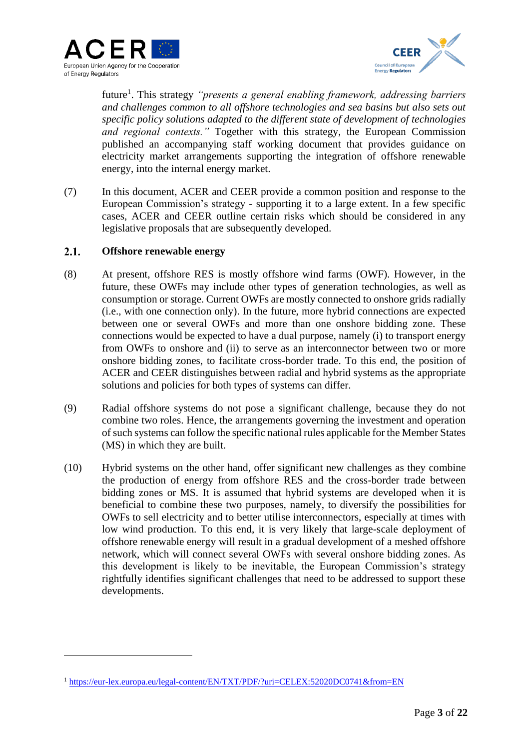future[1]. This strategy *"presents a general enabling framework, addressing barriers and challenges common to all offshore technologies and sea basins but also sets out specific policy solutions adapted to the different state of development of technologies and regional contexts."* Together with this strategy, the European Commission published an accompanying staff working document that provides guidance on electricity market arrangements supporting the integration of offshore renewable energy, into the internal energy market.

(7) In this document, ACER and CEER provide a common position and response to the European Commission's strategy - supporting it to a large extent. In a few specific cases, ACER and CEER outline certain risks which should be considered in any legislative proposals that are subsequently developed.

## 2.1. Offshore renewable energy

(8) At present, offshore RES is mostly offshore wind farms (OWF). However, in the future, these OWFs may include other types of generation technologies, as well as consumption or storage. Current OWFs are mostly connected to onshore grids radially (i.e., with one connection only). In the future, more hybrid connections are expected between one or several OWFs and more than one onshore bidding zone. These connections would be expected to have a dual purpose, namely (i) to transport energy from OWFs to onshore and (ii) to serve as an interconnector between two or more onshore bidding zones, to facilitate cross-border trade. To this end, the position of ACER and CEER distinguishes between radial and hybrid systems as the appropriate solutions and policies for both types of systems can differ.

(9) Radial offshore systems do not pose a significant challenge, because they do not combine two roles. Hence, the arrangements governing the investment and operation of such systems can follow the specific national rules applicable for the Member States (MS) in which they are built.

(10) Hybrid systems on the other hand, offer significant new challenges as they combine the production of energy from offshore RES and the cross-border trade between bidding zones or MS. It is assumed that hybrid systems are developed when it is beneficial to combine these two purposes, namely, to diversify the possibilities for OWFs to sell electricity and to better utilise interconnectors, especially at times with low wind production. To this end, it is very likely that large-scale deployment of offshore renewable energy will result in a gradual development of a meshed offshore network, which will connect several OWFs with several onshore bidding zones. As this development is likely to be inevitable, the European Commission's strategy rightfully identifies significant challenges that need to be addressed to support these developments.

[1] https://eur-lex.europa.eu/legal-content/EN/TXT/PDF/?uri=CELEX:52020DC0741&from=EN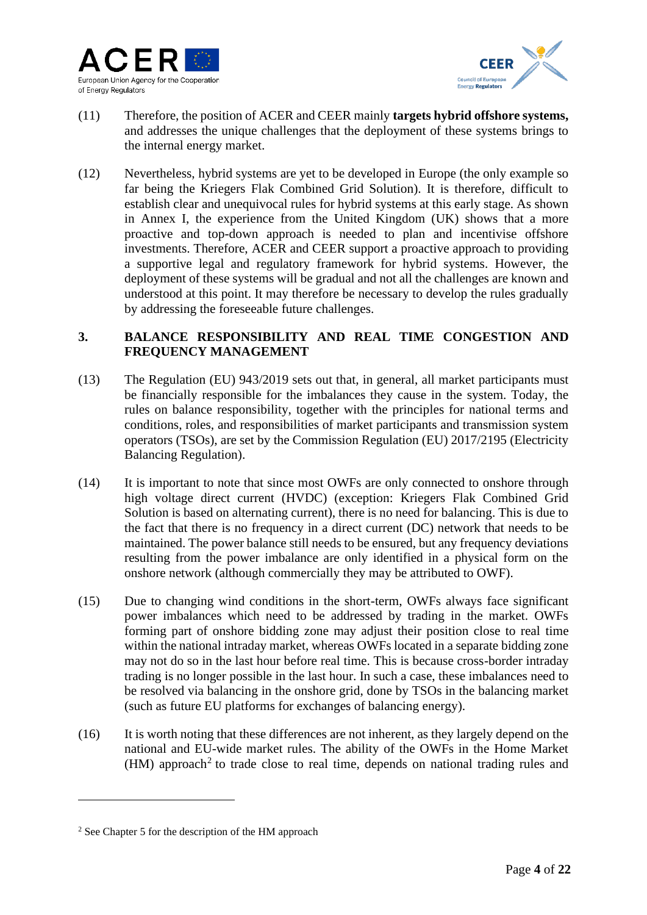(11) Therefore, the position of ACER and CEER mainly **targets hybrid offshore systems,** and addresses the unique challenges that the deployment of these systems brings to the internal energy market.

(12) Nevertheless, hybrid systems are yet to be developed in Europe (the only example so far being the Kriegers Flak Combined Grid Solution). It is therefore, difficult to establish clear and unequivocal rules for hybrid systems at this early stage. As shown in Annex I, the experience from the United Kingdom (UK) shows that a more proactive and top-down approach is needed to plan and incentivise offshore investments. Therefore, ACER and CEER support a proactive approach to providing a supportive legal and regulatory framework for hybrid systems. However, the deployment of these systems will be gradual and not all the challenges are known and understood at this point. It may therefore be necessary to develop the rules gradually by addressing the foreseeable future challenges.

## 3. BALANCE RESPONSIBILITY AND REAL TIME CONGESTION AND FREQUENCY MANAGEMENT

(13) The Regulation (EU) 943/2019 sets out that, in general, all market participants must be financially responsible for the imbalances they cause in the system. Today, the rules on balance responsibility, together with the principles for national terms and conditions, roles, and responsibilities of market participants and transmission system operators (TSOs), are set by the Commission Regulation (EU) 2017/2195 (Electricity Balancing Regulation).

(14) It is important to note that since most OWFs are only connected to onshore through high voltage direct current (HVDC) (exception: Kriegers Flak Combined Grid Solution is based on alternating current), there is no need for balancing. This is due to the fact that there is no frequency in a direct current (DC) network that needs to be maintained. The power balance still needs to be ensured, but any frequency deviations resulting from the power imbalance are only identified in a physical form on the onshore network (although commercially they may be attributed to OWF).

(15) Due to changing wind conditions in the short-term, OWFs always face significant power imbalances which need to be addressed by trading in the market. OWFs forming part of onshore bidding zone may adjust their position close to real time within the national intraday market, whereas OWFs located in a separate bidding zone may not do so in the last hour before real time. This is because cross-border intraday trading is no longer possible in the last hour. In such a case, these imbalances need to be resolved via balancing in the onshore grid, done by TSOs in the balancing market (such as future EU platforms for exchanges of balancing energy).

(16) It is worth noting that these differences are not inherent, as they largely depend on the national and EU-wide market rules. The ability of the OWFs in the Home Market (HM) approach[2] to trade close to real time, depends on national trading rules and

[2] See Chapter 5 for the description of the HM approach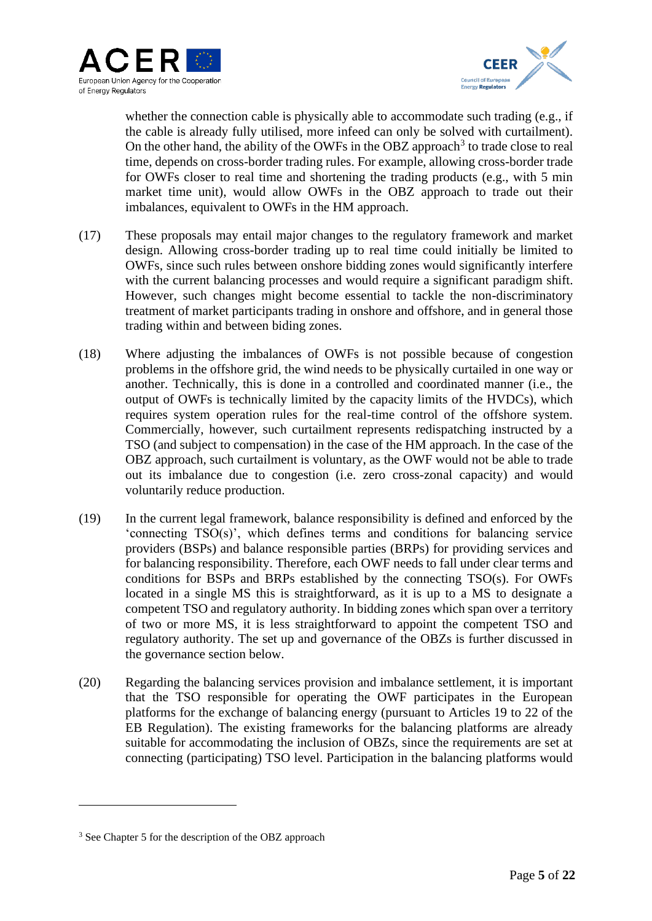whether the connection cable is physically able to accommodate such trading (e.g., if the cable is already fully utilised, more infeed can only be solved with curtailment). On the other hand, the ability of the OWFs in the OBZ approach[3] to trade close to real time, depends on cross-border trading rules. For example, allowing cross-border trade for OWFs closer to real time and shortening the trading products (e.g., with 5 min market time unit), would allow OWFs in the OBZ approach to trade out their imbalances, equivalent to OWFs in the HM approach.

(17) These proposals may entail major changes to the regulatory framework and market design. Allowing cross-border trading up to real time could initially be limited to OWFs, since such rules between onshore bidding zones would significantly interfere with the current balancing processes and would require a significant paradigm shift. However, such changes might become essential to tackle the non-discriminatory treatment of market participants trading in onshore and offshore, and in general those trading within and between biding zones.

(18) Where adjusting the imbalances of OWFs is not possible because of congestion problems in the offshore grid, the wind needs to be physically curtailed in one way or another. Technically, this is done in a controlled and coordinated manner (i.e., the output of OWFs is technically limited by the capacity limits of the HVDCs), which requires system operation rules for the real-time control of the offshore system. Commercially, however, such curtailment represents redispatching instructed by a TSO (and subject to compensation) in the case of the HM approach. In the case of the OBZ approach, such curtailment is voluntary, as the OWF would not be able to trade out its imbalance due to congestion (i.e. zero cross-zonal capacity) and would voluntarily reduce production.

(19) In the current legal framework, balance responsibility is defined and enforced by the 'connecting TSO(s)', which defines terms and conditions for balancing service providers (BSPs) and balance responsible parties (BRPs) for providing services and for balancing responsibility. Therefore, each OWF needs to fall under clear terms and conditions for BSPs and BRPs established by the connecting TSO(s). For OWFs located in a single MS this is straightforward, as it is up to a MS to designate a competent TSO and regulatory authority. In bidding zones which span over a territory of two or more MS, it is less straightforward to appoint the competent TSO and regulatory authority. The set up and governance of the OBZs is further discussed in the governance section below.

(20) Regarding the balancing services provision and imbalance settlement, it is important that the TSO responsible for operating the OWF participates in the European platforms for the exchange of balancing energy (pursuant to Articles 19 to 22 of the EB Regulation). The existing frameworks for the balancing platforms are already suitable for accommodating the inclusion of OBZs, since the requirements are set at connecting (participating) TSO level. Participation in the balancing platforms would

[3] See Chapter 5 for the description of the OBZ approach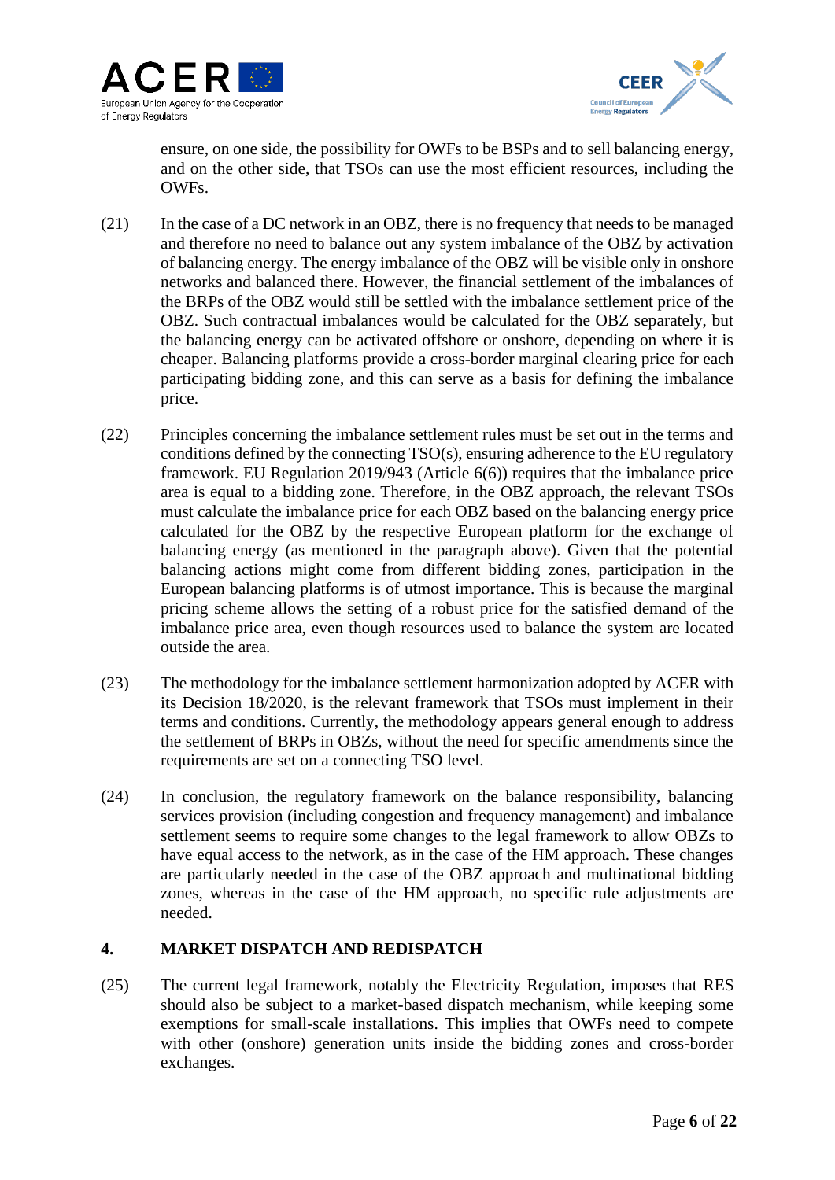ensure, on one side, the possibility for OWFs to be BSPs and to sell balancing energy, and on the other side, that TSOs can use the most efficient resources, including the OWFs.

(21) In the case of a DC network in an OBZ, there is no frequency that needs to be managed and therefore no need to balance out any system imbalance of the OBZ by activation of balancing energy. The energy imbalance of the OBZ will be visible only in onshore networks and balanced there. However, the financial settlement of the imbalances of the BRPs of the OBZ would still be settled with the imbalance settlement price of the OBZ. Such contractual imbalances would be calculated for the OBZ separately, but the balancing energy can be activated offshore or onshore, depending on where it is cheaper. Balancing platforms provide a cross-border marginal clearing price for each participating bidding zone, and this can serve as a basis for defining the imbalance price.

(22) Principles concerning the imbalance settlement rules must be set out in the terms and conditions defined by the connecting TSO(s), ensuring adherence to the EU regulatory framework. EU Regulation 2019/943 (Article 6(6)) requires that the imbalance price area is equal to a bidding zone. Therefore, in the OBZ approach, the relevant TSOs must calculate the imbalance price for each OBZ based on the balancing energy price calculated for the OBZ by the respective European platform for the exchange of balancing energy (as mentioned in the paragraph above). Given that the potential balancing actions might come from different bidding zones, participation in the European balancing platforms is of utmost importance. This is because the marginal pricing scheme allows the setting of a robust price for the satisfied demand of the imbalance price area, even though resources used to balance the system are located outside the area.

(23) The methodology for the imbalance settlement harmonization adopted by ACER with its Decision 18/2020, is the relevant framework that TSOs must implement in their terms and conditions. Currently, the methodology appears general enough to address the settlement of BRPs in OBZs, without the need for specific amendments since the requirements are set on a connecting TSO level.

(24) In conclusion, the regulatory framework on the balance responsibility, balancing services provision (including congestion and frequency management) and imbalance settlement seems to require some changes to the legal framework to allow OBZs to have equal access to the network, as in the case of the HM approach. These changes are particularly needed in the case of the OBZ approach and multinational bidding zones, whereas in the case of the HM approach, no specific rule adjustments are needed.

## 4. MARKET DISPATCH AND REDISPATCH

(25) The current legal framework, notably the Electricity Regulation, imposes that RES should also be subject to a market-based dispatch mechanism, while keeping some exemptions for small-scale installations. This implies that OWFs need to compete with other (onshore) generation units inside the bidding zones and cross-border exchanges.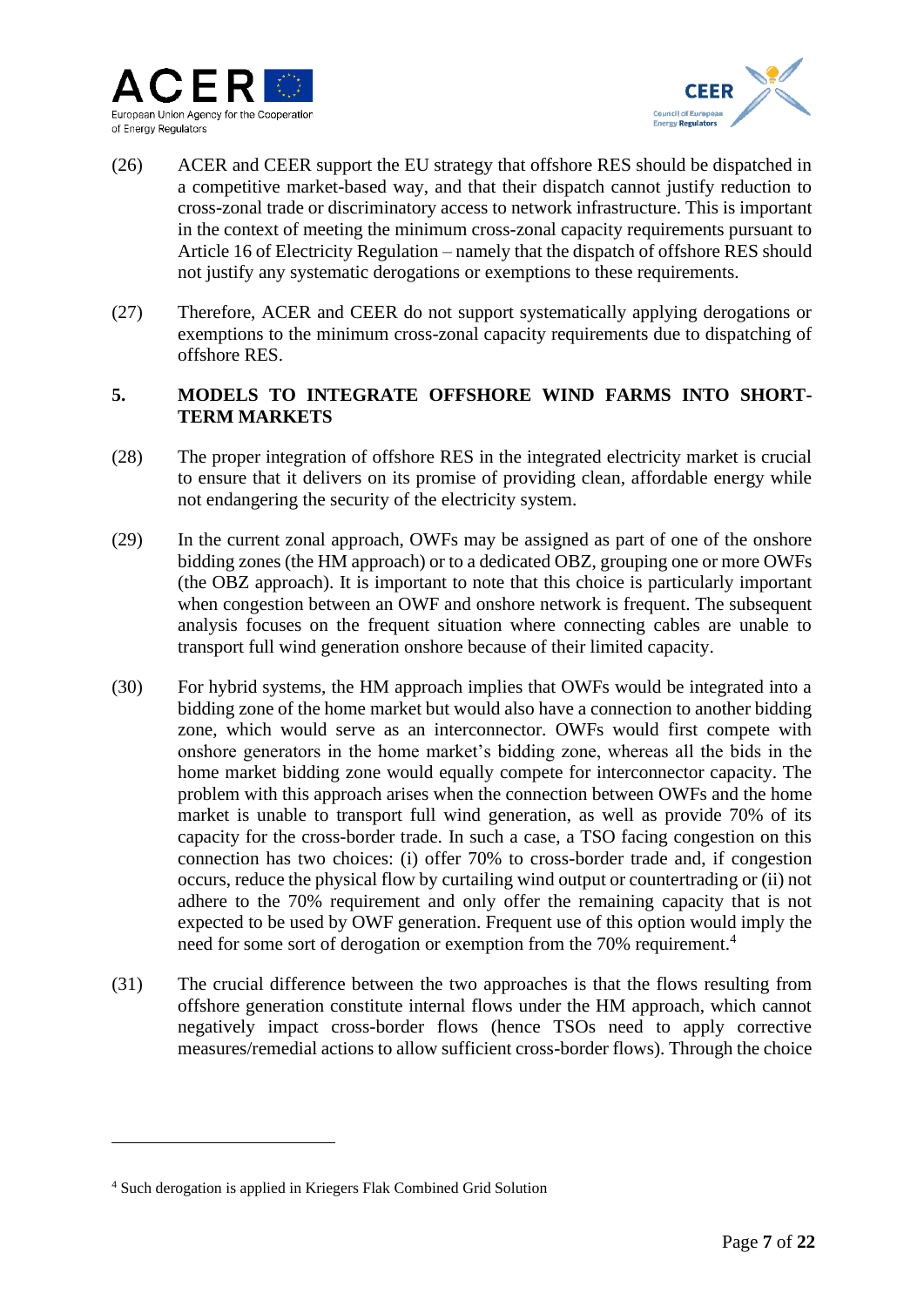(26) ACER and CEER support the EU strategy that offshore RES should be dispatched in a competitive market-based way, and that their dispatch cannot justify reduction to cross-zonal trade or discriminatory access to network infrastructure. This is important in the context of meeting the minimum cross-zonal capacity requirements pursuant to Article 16 of Electricity Regulation – namely that the dispatch of offshore RES should not justify any systematic derogations or exemptions to these requirements.

(27) Therefore, ACER and CEER do not support systematically applying derogations or exemptions to the minimum cross-zonal capacity requirements due to dispatching of offshore RES.

## 5. MODELS TO INTEGRATE OFFSHORE WIND FARMS INTO SHORT-TERM MARKETS

(28) The proper integration of offshore RES in the integrated electricity market is crucial to ensure that it delivers on its promise of providing clean, affordable energy while not endangering the security of the electricity system.

(29) In the current zonal approach, OWFs may be assigned as part of one of the onshore bidding zones (the HM approach) or to a dedicated OBZ, grouping one or more OWFs (the OBZ approach). It is important to note that this choice is particularly important when congestion between an OWF and onshore network is frequent. The subsequent analysis focuses on the frequent situation where connecting cables are unable to transport full wind generation onshore because of their limited capacity.

(30) For hybrid systems, the HM approach implies that OWFs would be integrated into a bidding zone of the home market but would also have a connection to another bidding zone, which would serve as an interconnector. OWFs would first compete with onshore generators in the home market's bidding zone, whereas all the bids in the home market bidding zone would equally compete for interconnector capacity. The problem with this approach arises when the connection between OWFs and the home market is unable to transport full wind generation, as well as provide 70% of its capacity for the cross-border trade. In such a case, a TSO facing congestion on this connection has two choices: (i) offer 70% to cross-border trade and, if congestion occurs, reduce the physical flow by curtailing wind output or countertrading or (ii) not adhere to the 70% requirement and only offer the remaining capacity that is not expected to be used by OWF generation. Frequent use of this option would imply the need for some sort of derogation or exemption from the 70% requirement.[4]

(31) The crucial difference between the two approaches is that the flows resulting from offshore generation constitute internal flows under the HM approach, which cannot negatively impact cross-border flows (hence TSOs need to apply corrective measures/remedial actions to allow sufficient cross-border flows). Through the choice

[4] Such derogation is applied in Kriegers Flak Combined Grid Solution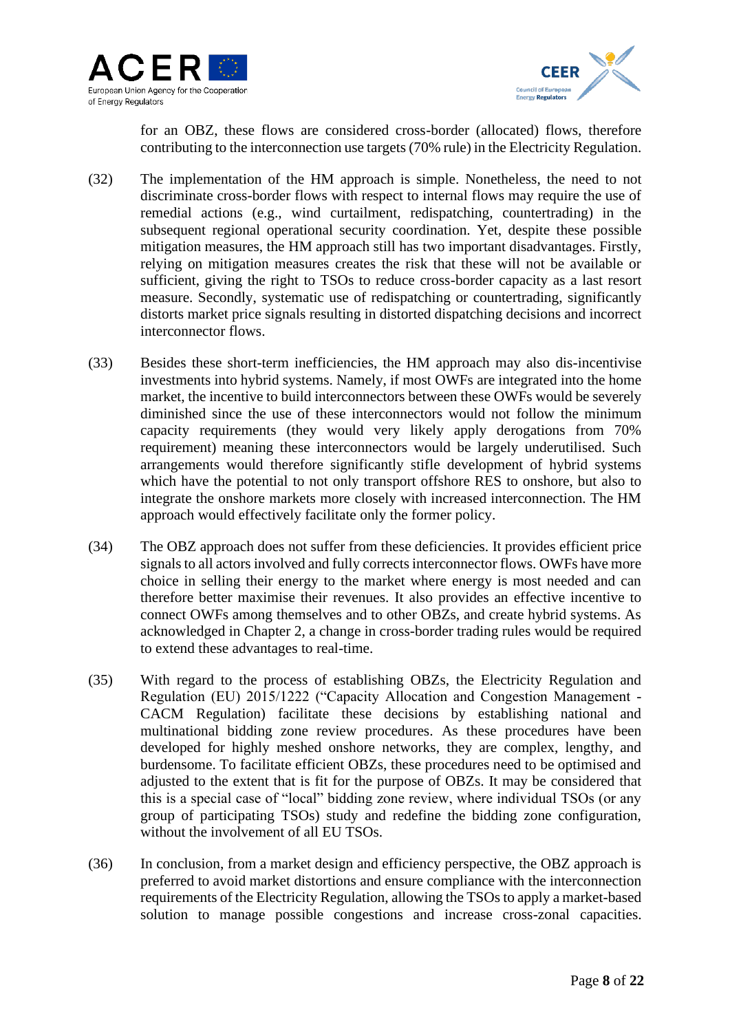for an OBZ, these flows are considered cross-border (allocated) flows, therefore contributing to the interconnection use targets (70% rule) in the Electricity Regulation.

(32) The implementation of the HM approach is simple. Nonetheless, the need to not discriminate cross-border flows with respect to internal flows may require the use of remedial actions (e.g., wind curtailment, redispatching, countertrading) in the subsequent regional operational security coordination. Yet, despite these possible mitigation measures, the HM approach still has two important disadvantages. Firstly, relying on mitigation measures creates the risk that these will not be available or sufficient, giving the right to TSOs to reduce cross-border capacity as a last resort measure. Secondly, systematic use of redispatching or countertrading, significantly distorts market price signals resulting in distorted dispatching decisions and incorrect interconnector flows.

(33) Besides these short-term inefficiencies, the HM approach may also dis-incentivise investments into hybrid systems. Namely, if most OWFs are integrated into the home market, the incentive to build interconnectors between these OWFs would be severely diminished since the use of these interconnectors would not follow the minimum capacity requirements (they would very likely apply derogations from 70% requirement) meaning these interconnectors would be largely underutilised. Such arrangements would therefore significantly stifle development of hybrid systems which have the potential to not only transport offshore RES to onshore, but also to integrate the onshore markets more closely with increased interconnection. The HM approach would effectively facilitate only the former policy.

(34) The OBZ approach does not suffer from these deficiencies. It provides efficient price signals to all actors involved and fully corrects interconnector flows. OWFs have more choice in selling their energy to the market where energy is most needed and can therefore better maximise their revenues. It also provides an effective incentive to connect OWFs among themselves and to other OBZs, and create hybrid systems. As acknowledged in Chapter 2, a change in cross-border trading rules would be required to extend these advantages to real-time.

(35) With regard to the process of establishing OBZs, the Electricity Regulation and Regulation (EU) 2015/1222 ("Capacity Allocation and Congestion Management - CACM Regulation) facilitate these decisions by establishing national and multinational bidding zone review procedures. As these procedures have been developed for highly meshed onshore networks, they are complex, lengthy, and burdensome. To facilitate efficient OBZs, these procedures need to be optimised and adjusted to the extent that is fit for the purpose of OBZs. It may be considered that this is a special case of "local" bidding zone review, where individual TSOs (or any group of participating TSOs) study and redefine the bidding zone configuration, without the involvement of all EU TSOs.

(36) In conclusion, from a market design and efficiency perspective, the OBZ approach is preferred to avoid market distortions and ensure compliance with the interconnection requirements of the Electricity Regulation, allowing the TSOs to apply a market-based solution to manage possible congestions and increase cross-zonal capacities.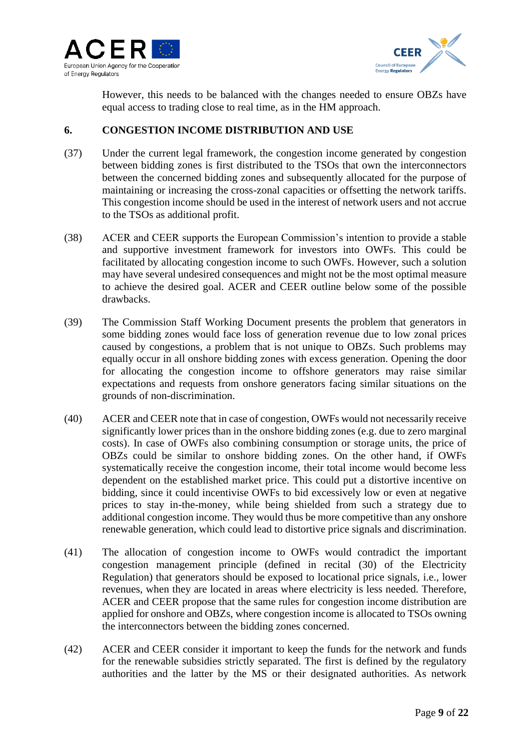However, this needs to be balanced with the changes needed to ensure OBZs have equal access to trading close to real time, as in the HM approach.

## 6. CONGESTION INCOME DISTRIBUTION AND USE

(37) Under the current legal framework, the congestion income generated by congestion between bidding zones is first distributed to the TSOs that own the interconnectors between the concerned bidding zones and subsequently allocated for the purpose of maintaining or increasing the cross-zonal capacities or offsetting the network tariffs. This congestion income should be used in the interest of network users and not accrue to the TSOs as additional profit.

(38) ACER and CEER supports the European Commission's intention to provide a stable and supportive investment framework for investors into OWFs. This could be facilitated by allocating congestion income to such OWFs. However, such a solution may have several undesired consequences and might not be the most optimal measure to achieve the desired goal. ACER and CEER outline below some of the possible drawbacks.

(39) The Commission Staff Working Document presents the problem that generators in some bidding zones would face loss of generation revenue due to low zonal prices caused by congestions, a problem that is not unique to OBZs. Such problems may equally occur in all onshore bidding zones with excess generation. Opening the door for allocating the congestion income to offshore generators may raise similar expectations and requests from onshore generators facing similar situations on the grounds of non-discrimination.

(40) ACER and CEER note that in case of congestion, OWFs would not necessarily receive significantly lower prices than in the onshore bidding zones (e.g. due to zero marginal costs). In case of OWFs also combining consumption or storage units, the price of OBZs could be similar to onshore bidding zones. On the other hand, if OWFs systematically receive the congestion income, their total income would become less dependent on the established market price. This could put a distortive incentive on bidding, since it could incentivise OWFs to bid excessively low or even at negative prices to stay in-the-money, while being shielded from such a strategy due to additional congestion income. They would thus be more competitive than any onshore renewable generation, which could lead to distortive price signals and discrimination.

(41) The allocation of congestion income to OWFs would contradict the important congestion management principle (defined in recital (30) of the Electricity Regulation) that generators should be exposed to locational price signals, i.e., lower revenues, when they are located in areas where electricity is less needed. Therefore, ACER and CEER propose that the same rules for congestion income distribution are applied for onshore and OBZs, where congestion income is allocated to TSOs owning the interconnectors between the bidding zones concerned.

(42) ACER and CEER consider it important to keep the funds for the network and funds for the renewable subsidies strictly separated. The first is defined by the regulatory authorities and the latter by the MS or their designated authorities. As network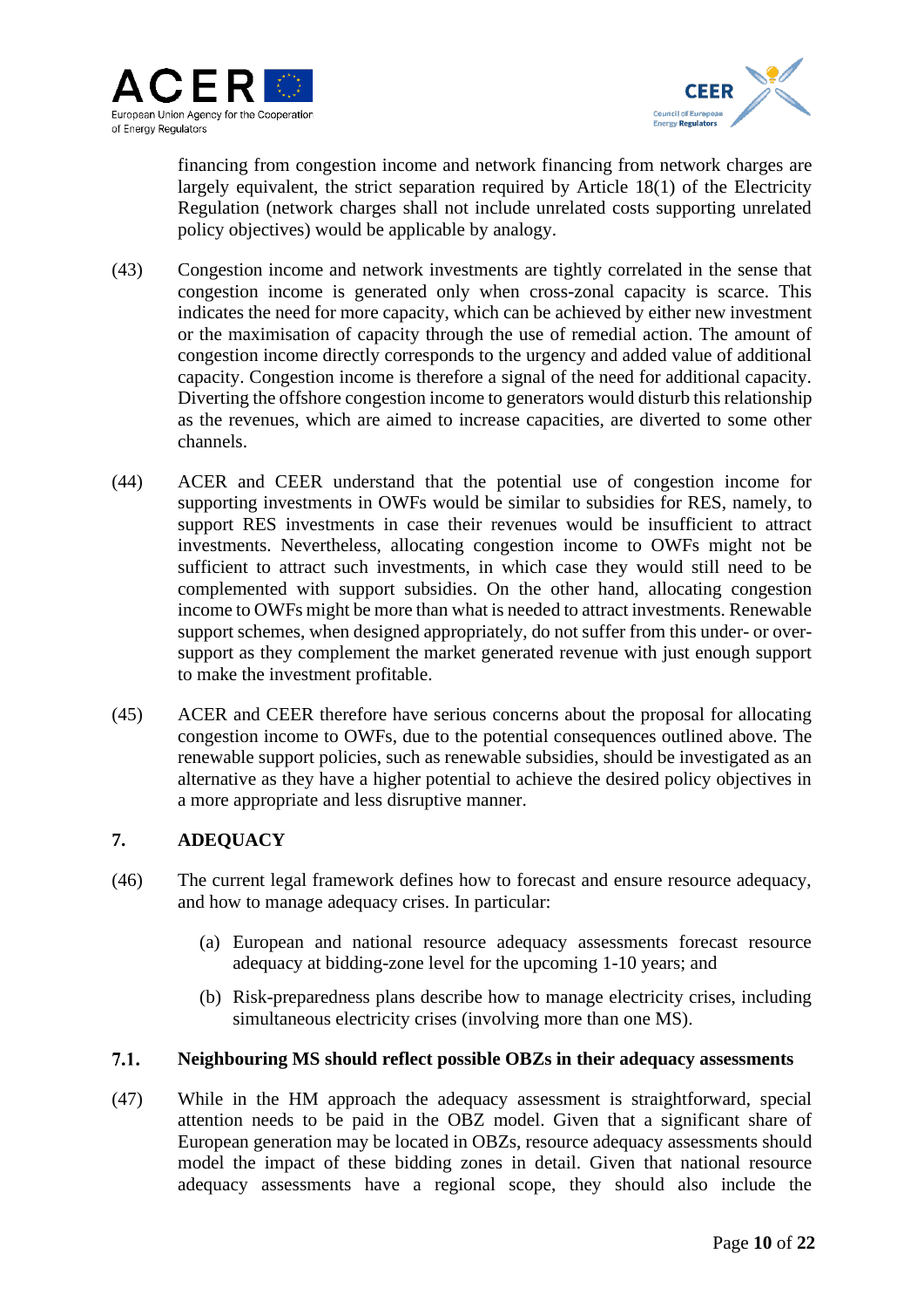financing from congestion income and network financing from network charges are largely equivalent, the strict separation required by Article 18(1) of the Electricity Regulation (network charges shall not include unrelated costs supporting unrelated policy objectives) would be applicable by analogy.

(43) Congestion income and network investments are tightly correlated in the sense that congestion income is generated only when cross-zonal capacity is scarce. This indicates the need for more capacity, which can be achieved by either new investment or the maximisation of capacity through the use of remedial action. The amount of congestion income directly corresponds to the urgency and added value of additional capacity. Congestion income is therefore a signal of the need for additional capacity. Diverting the offshore congestion income to generators would disturb this relationship as the revenues, which are aimed to increase capacities, are diverted to some other channels.

(44) ACER and CEER understand that the potential use of congestion income for supporting investments in OWFs would be similar to subsidies for RES, namely, to support RES investments in case their revenues would be insufficient to attract investments. Nevertheless, allocating congestion income to OWFs might not be sufficient to attract such investments, in which case they would still need to be complemented with support subsidies. On the other hand, allocating congestion income to OWFs might be more than what is needed to attract investments. Renewable support schemes, when designed appropriately, do not suffer from this under- or over-support as they complement the market generated revenue with just enough support to make the investment profitable.

(45) ACER and CEER therefore have serious concerns about the proposal for allocating congestion income to OWFs, due to the potential consequences outlined above. The renewable support policies, such as renewable subsidies, should be investigated as an alternative as they have a higher potential to achieve the desired policy objectives in a more appropriate and less disruptive manner.

## 7. ADEQUACY

(46) The current legal framework defines how to forecast and ensure resource adequacy, and how to manage adequacy crises. In particular:

(a) European and national resource adequacy assessments forecast resource adequacy at bidding-zone level for the upcoming 1-10 years; and

(b) Risk-preparedness plans describe how to manage electricity crises, including simultaneous electricity crises (involving more than one MS).

### 7.1. Neighbouring MS should reflect possible OBZs in their adequacy assessments

(47) While in the HM approach the adequacy assessment is straightforward, special attention needs to be paid in the OBZ model. Given that a significant share of European generation may be located in OBZs, resource adequacy assessments should model the impact of these bidding zones in detail. Given that national resource adequacy assessments have a regional scope, they should also include the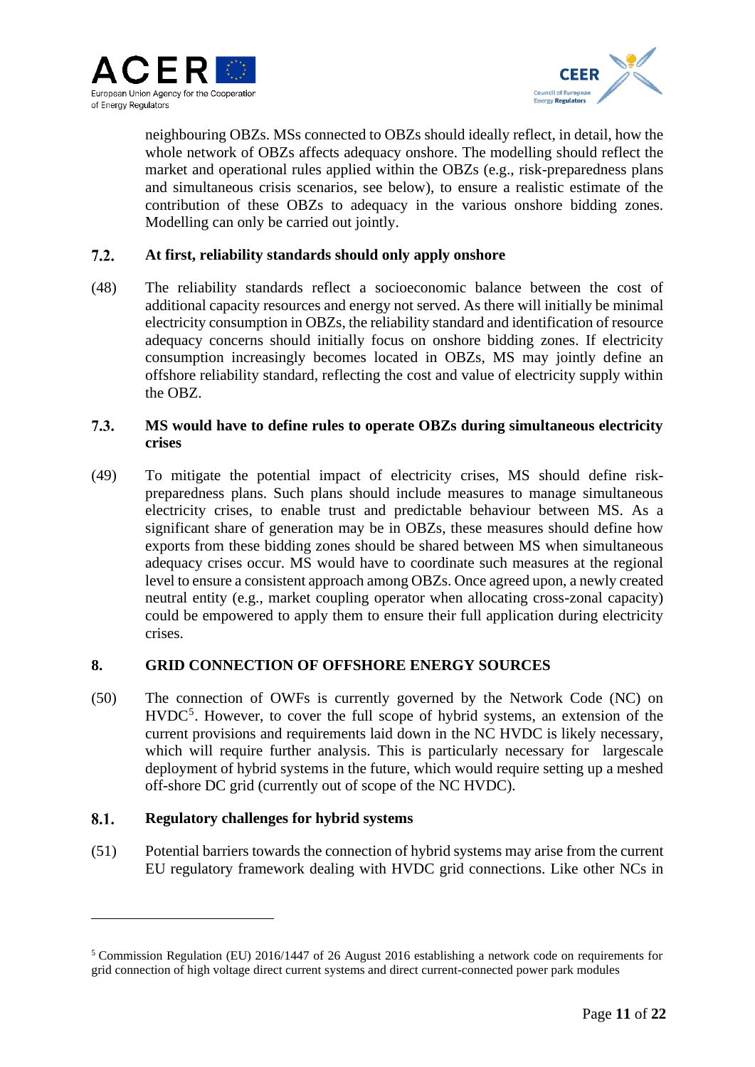neighbouring OBZs. MSs connected to OBZs should ideally reflect, in detail, how the whole network of OBZs affects adequacy onshore. The modelling should reflect the market and operational rules applied within the OBZs (e.g., risk-preparedness plans and simultaneous crisis scenarios, see below), to ensure a realistic estimate of the contribution of these OBZs to adequacy in the various onshore bidding zones. Modelling can only be carried out jointly.

### 7.2. At first, reliability standards should only apply onshore

(48) The reliability standards reflect a socioeconomic balance between the cost of additional capacity resources and energy not served. As there will initially be minimal electricity consumption in OBZs, the reliability standard and identification of resource adequacy concerns should initially focus on onshore bidding zones. If electricity consumption increasingly becomes located in OBZs, MS may jointly define an offshore reliability standard, reflecting the cost and value of electricity supply within the OBZ.

### 7.3. MS would have to define rules to operate OBZs during simultaneous electricity crises

(49) To mitigate the potential impact of electricity crises, MS should define risk-preparedness plans. Such plans should include measures to manage simultaneous electricity crises, to enable trust and predictable behaviour between MS. As a significant share of generation may be in OBZs, these measures should define how exports from these bidding zones should be shared between MS when simultaneous adequacy crises occur. MS would have to coordinate such measures at the regional level to ensure a consistent approach among OBZs. Once agreed upon, a newly created neutral entity (e.g., market coupling operator when allocating cross-zonal capacity) could be empowered to apply them to ensure their full application during electricity crises.

## 8. GRID CONNECTION OF OFFSHORE ENERGY SOURCES

(50) The connection of OWFs is currently governed by the Network Code (NC) on HVDC[5]. However, to cover the full scope of hybrid systems, an extension of the current provisions and requirements laid down in the NC HVDC is likely necessary, which will require further analysis. This is particularly necessary for largescale deployment of hybrid systems in the future, which would require setting up a meshed off-shore DC grid (currently out of scope of the NC HVDC).

### 8.1. Regulatory challenges for hybrid systems

(51) Potential barriers towards the connection of hybrid systems may arise from the current EU regulatory framework dealing with HVDC grid connections. Like other NCs in

---

[5] Commission Regulation (EU) 2016/1447 of 26 August 2016 establishing a network code on requirements for grid connection of high voltage direct current systems and direct current-connected power park modules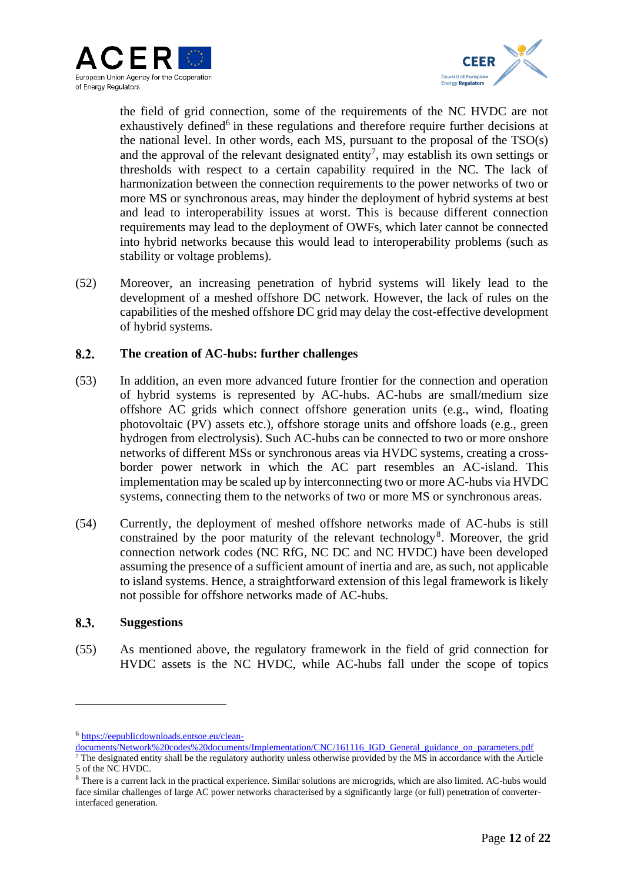the field of grid connection, some of the requirements of the NC HVDC are not exhaustively defined[6] in these regulations and therefore require further decisions at the national level. In other words, each MS, pursuant to the proposal of the TSO(s) and the approval of the relevant designated entity[7], may establish its own settings or thresholds with respect to a certain capability required in the NC. The lack of harmonization between the connection requirements to the power networks of two or more MS or synchronous areas, may hinder the deployment of hybrid systems at best and lead to interoperability issues at worst. This is because different connection requirements may lead to the deployment of OWFs, which later cannot be connected into hybrid networks because this would lead to interoperability problems (such as stability or voltage problems).

(52) Moreover, an increasing penetration of hybrid systems will likely lead to the development of a meshed offshore DC network. However, the lack of rules on the capabilities of the meshed offshore DC grid may delay the cost-effective development of hybrid systems.

### 8.2. The creation of AC-hubs: further challenges

(53) In addition, an even more advanced future frontier for the connection and operation of hybrid systems is represented by AC-hubs. AC-hubs are small/medium size offshore AC grids which connect offshore generation units (e.g., wind, floating photovoltaic (PV) assets etc.), offshore storage units and offshore loads (e.g., green hydrogen from electrolysis). Such AC-hubs can be connected to two or more onshore networks of different MSs or synchronous areas via HVDC systems, creating a cross-border power network in which the AC part resembles an AC-island. This implementation may be scaled up by interconnecting two or more AC-hubs via HVDC systems, connecting them to the networks of two or more MS or synchronous areas.

(54) Currently, the deployment of meshed offshore networks made of AC-hubs is still constrained by the poor maturity of the relevant technology[8]. Moreover, the grid connection network codes (NC RfG, NC DC and NC HVDC) have been developed assuming the presence of a sufficient amount of inertia and are, as such, not applicable to island systems. Hence, a straightforward extension of this legal framework is likely not possible for offshore networks made of AC-hubs.

### 8.3. Suggestions

(55) As mentioned above, the regulatory framework in the field of grid connection for HVDC assets is the NC HVDC, while AC-hubs fall under the scope of topics

---

[6] https://eepublicdownloads.entsoe.eu/clean-documents/Network%20codes%20documents/Implementation/CNC/161116_IGD_General_guidance_on_parameters.pdf

[7] The designated entity shall be the regulatory authority unless otherwise provided by the MS in accordance with the Article 5 of the NC HVDC.

[8] There is a current lack in the practical experience. Similar solutions are microgrids, which are also limited. AC-hubs would face similar challenges of large AC power networks characterised by a significantly large (or full) penetration of converter-interfaced generation.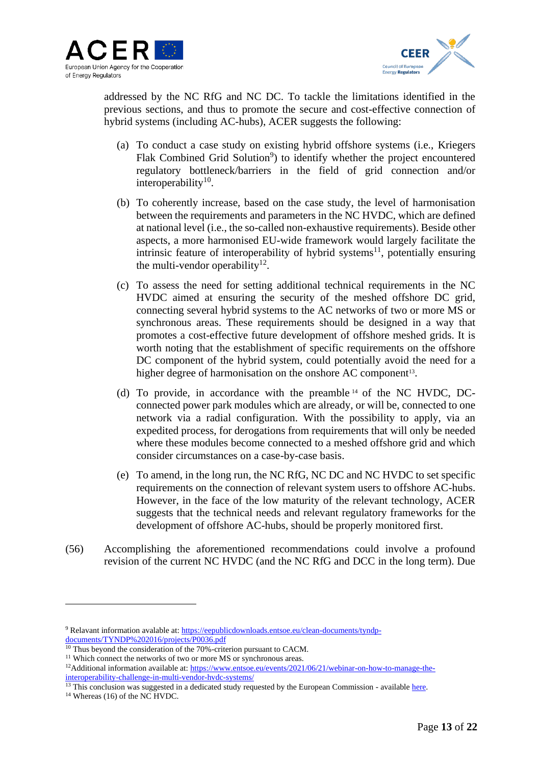addressed by the NC RfG and NC DC. To tackle the limitations identified in the previous sections, and thus to promote the secure and cost-effective connection of hybrid systems (including AC-hubs), ACER suggests the following:

(a) To conduct a case study on existing hybrid offshore systems (i.e., Kriegers Flak Combined Grid Solution[9]) to identify whether the project encountered regulatory bottleneck/barriers in the field of grid connection and/or interoperability[10].

(b) To coherently increase, based on the case study, the level of harmonisation between the requirements and parameters in the NC HVDC, which are defined at national level (i.e., the so-called non-exhaustive requirements). Beside other aspects, a more harmonised EU-wide framework would largely facilitate the intrinsic feature of interoperability of hybrid systems[11], potentially ensuring the multi-vendor operability[12].

(c) To assess the need for setting additional technical requirements in the NC HVDC aimed at ensuring the security of the meshed offshore DC grid, connecting several hybrid systems to the AC networks of two or more MS or synchronous areas. These requirements should be designed in a way that promotes a cost-effective future development of offshore meshed grids. It is worth noting that the establishment of specific requirements on the offshore DC component of the hybrid system, could potentially avoid the need for a higher degree of harmonisation on the onshore AC component[13].

(d) To provide, in accordance with the preamble[14] of the NC HVDC, DC-connected power park modules which are already, or will be, connected to one network via a radial configuration. With the possibility to apply, via an expedited process, for derogations from requirements that will only be needed where these modules become connected to a meshed offshore grid and which consider circumstances on a case-by-case basis.

(e) To amend, in the long run, the NC RfG, NC DC and NC HVDC to set specific requirements on the connection of relevant system users to offshore AC-hubs. However, in the face of the low maturity of the relevant technology, ACER suggests that the technical needs and relevant regulatory frameworks for the development of offshore AC-hubs, should be properly monitored first.

(56) Accomplishing the aforementioned recommendations could involve a profound revision of the current NC HVDC (and the NC RfG and DCC in the long term). Due

---

[9] Relavant information avalable at: https://eepublicdownloads.entsoe.eu/clean-documents/tyndp-documents/TYNDP%202016/projects/P0036.pdf

[10] Thus beyond the consideration of the 70%-criterion pursuant to CACM.

[11] Which connect the networks of two or more MS or synchronous areas.

[12] Additional information available at: https://www.entsoe.eu/events/2021/06/21/webinar-on-how-to-manage-the-interoperability-challenge-in-multi-vendor-hvdc-systems/

[13] This conclusion was suggested in a dedicated study requested by the European Commission - available here.

[14] Whereas (16) of the NC HVDC.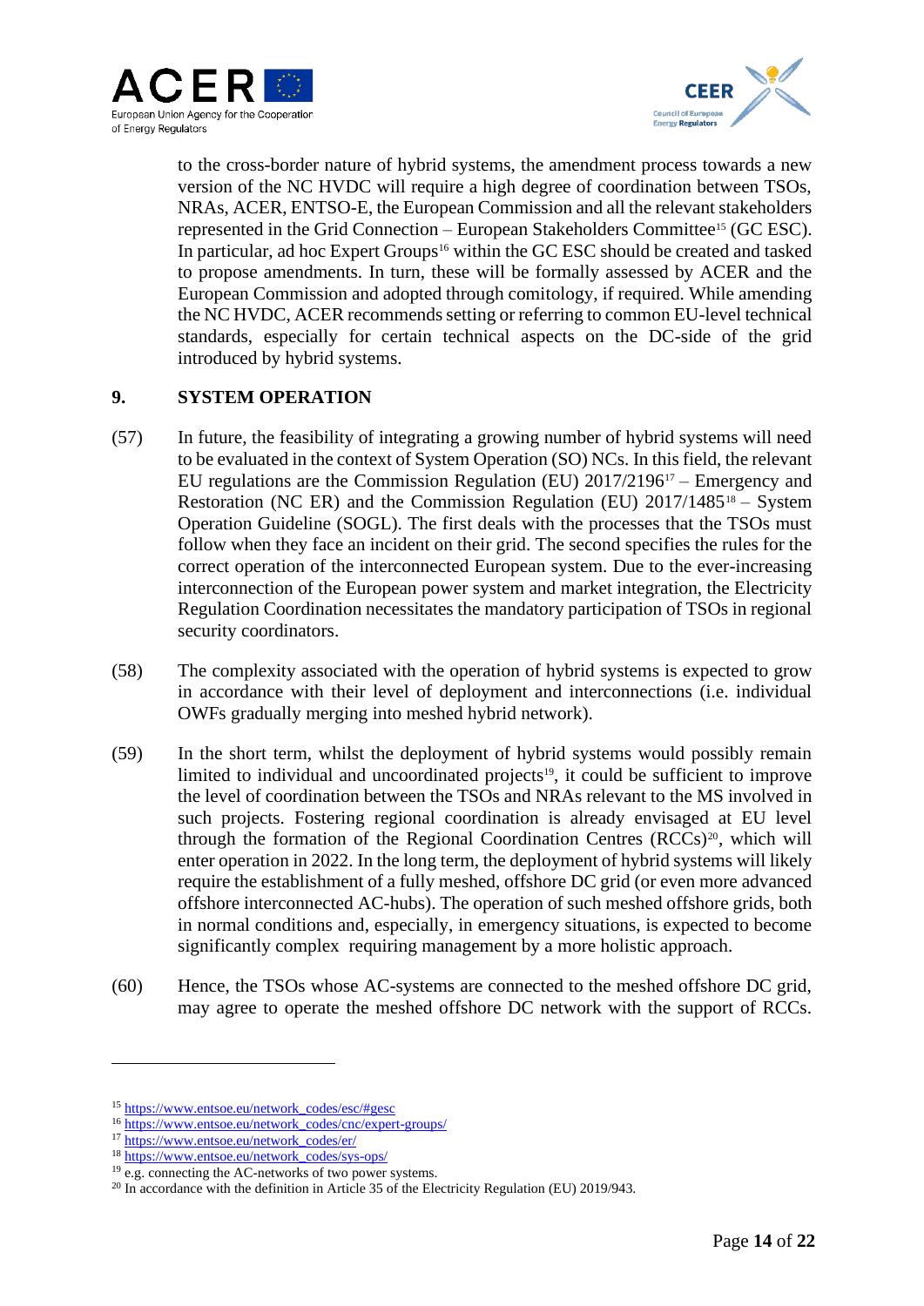to the cross-border nature of hybrid systems, the amendment process towards a new version of the NC HVDC will require a high degree of coordination between TSOs, NRAs, ACER, ENTSO-E, the European Commission and all the relevant stakeholders represented in the Grid Connection – European Stakeholders Committee[15] (GC ESC). In particular, ad hoc Expert Groups[16] within the GC ESC should be created and tasked to propose amendments. In turn, these will be formally assessed by ACER and the European Commission and adopted through comitology, if required. While amending the NC HVDC, ACER recommends setting or referring to common EU-level technical standards, especially for certain technical aspects on the DC-side of the grid introduced by hybrid systems.

## 9. SYSTEM OPERATION

(57) In future, the feasibility of integrating a growing number of hybrid systems will need to be evaluated in the context of System Operation (SO) NCs. In this field, the relevant EU regulations are the Commission Regulation (EU) 2017/2196[17] – Emergency and Restoration (NC ER) and the Commission Regulation (EU) 2017/1485[18] – System Operation Guideline (SOGL). The first deals with the processes that the TSOs must follow when they face an incident on their grid. The second specifies the rules for the correct operation of the interconnected European system. Due to the ever-increasing interconnection of the European power system and market integration, the Electricity Regulation Coordination necessitates the mandatory participation of TSOs in regional security coordinators.

(58) The complexity associated with the operation of hybrid systems is expected to grow in accordance with their level of deployment and interconnections (i.e. individual OWFs gradually merging into meshed hybrid network).

(59) In the short term, whilst the deployment of hybrid systems would possibly remain limited to individual and uncoordinated projects[19], it could be sufficient to improve the level of coordination between the TSOs and NRAs relevant to the MS involved in such projects. Fostering regional coordination is already envisaged at EU level through the formation of the Regional Coordination Centres (RCCs)[20], which will enter operation in 2022. In the long term, the deployment of hybrid systems will likely require the establishment of a fully meshed, offshore DC grid (or even more advanced offshore interconnected AC-hubs). The operation of such meshed offshore grids, both in normal conditions and, especially, in emergency situations, is expected to become significantly complex requiring management by a more holistic approach.

(60) Hence, the TSOs whose AC-systems are connected to the meshed offshore DC grid, may agree to operate the meshed offshore DC network with the support of RCCs.

---

[15] https://www.entsoe.eu/network_codes/esc/#gesc

[16] https://www.entsoe.eu/network_codes/cnc/expert-groups/

[17] https://www.entsoe.eu/network_codes/er/

[18] https://www.entsoe.eu/network_codes/sys-ops/

[19] e.g. connecting the AC-networks of two power systems.

[20] In accordance with the definition in Article 35 of the Electricity Regulation (EU) 2019/943.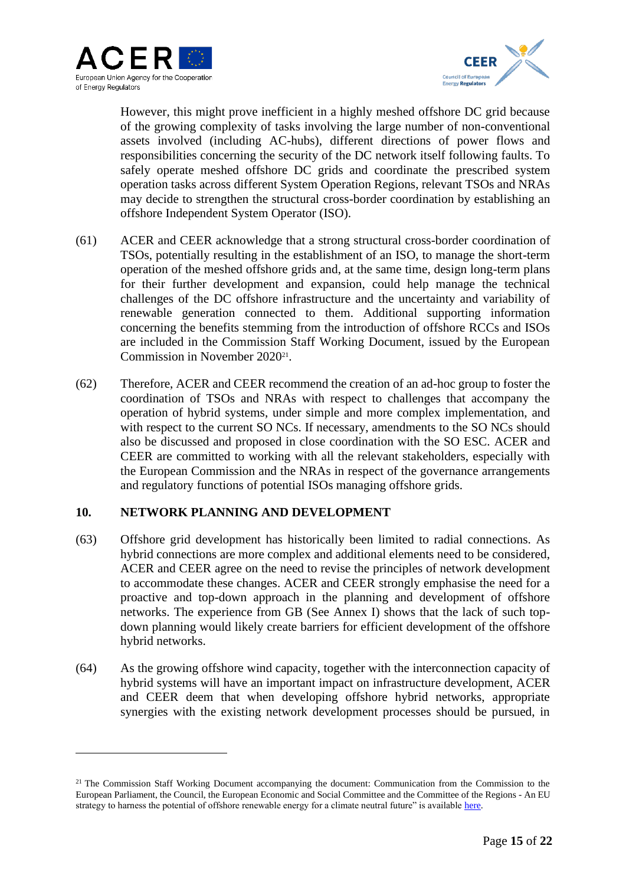However, this might prove inefficient in a highly meshed offshore DC grid because of the growing complexity of tasks involving the large number of non-conventional assets involved (including AC-hubs), different directions of power flows and responsibilities concerning the security of the DC network itself following faults. To safely operate meshed offshore DC grids and coordinate the prescribed system operation tasks across different System Operation Regions, relevant TSOs and NRAs may decide to strengthen the structural cross-border coordination by establishing an offshore Independent System Operator (ISO).

(61) ACER and CEER acknowledge that a strong structural cross-border coordination of TSOs, potentially resulting in the establishment of an ISO, to manage the short-term operation of the meshed offshore grids and, at the same time, design long-term plans for their further development and expansion, could help manage the technical challenges of the DC offshore infrastructure and the uncertainty and variability of renewable generation connected to them. Additional supporting information concerning the benefits stemming from the introduction of offshore RCCs and ISOs are included in the Commission Staff Working Document, issued by the European Commission in November 2020[21].

(62) Therefore, ACER and CEER recommend the creation of an ad-hoc group to foster the coordination of TSOs and NRAs with respect to challenges that accompany the operation of hybrid systems, under simple and more complex implementation, and with respect to the current SO NCs. If necessary, amendments to the SO NCs should also be discussed and proposed in close coordination with the SO ESC. ACER and CEER are committed to working with all the relevant stakeholders, especially with the European Commission and the NRAs in respect of the governance arrangements and regulatory functions of potential ISOs managing offshore grids.

## 10. NETWORK PLANNING AND DEVELOPMENT

(63) Offshore grid development has historically been limited to radial connections. As hybrid connections are more complex and additional elements need to be considered, ACER and CEER agree on the need to revise the principles of network development to accommodate these changes. ACER and CEER strongly emphasise the need for a proactive and top-down approach in the planning and development of offshore networks. The experience from GB (See Annex I) shows that the lack of such top-down planning would likely create barriers for efficient development of the offshore hybrid networks.

(64) As the growing offshore wind capacity, together with the interconnection capacity of hybrid systems will have an important impact on infrastructure development, ACER and CEER deem that when developing offshore hybrid networks, appropriate synergies with the existing network development processes should be pursued, in

---

[21] The Commission Staff Working Document accompanying the document: Communication from the Commission to the European Parliament, the Council, the European Economic and Social Committee and the Committee of the Regions - An EU strategy to harness the potential of offshore renewable energy for a climate neutral future" is available here.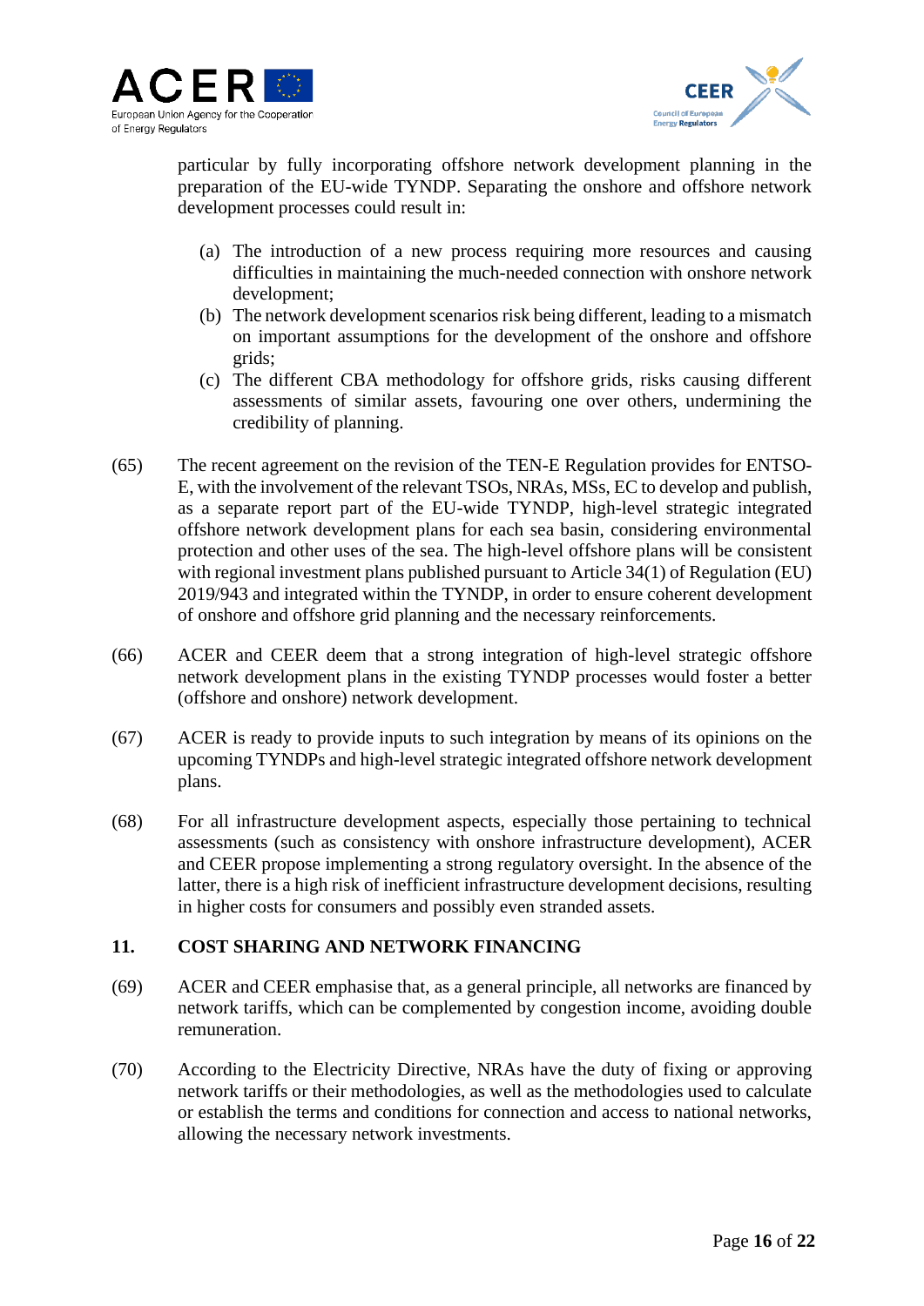particular by fully incorporating offshore network development planning in the preparation of the EU-wide TYNDP. Separating the onshore and offshore network development processes could result in:

(a) The introduction of a new process requiring more resources and causing difficulties in maintaining the much-needed connection with onshore network development;

(b) The network development scenarios risk being different, leading to a mismatch on important assumptions for the development of the onshore and offshore grids;

(c) The different CBA methodology for offshore grids, risks causing different assessments of similar assets, favouring one over others, undermining the credibility of planning.

(65) The recent agreement on the revision of the TEN-E Regulation provides for ENTSO-E, with the involvement of the relevant TSOs, NRAs, MSs, EC to develop and publish, as a separate report part of the EU-wide TYNDP, high-level strategic integrated offshore network development plans for each sea basin, considering environmental protection and other uses of the sea. The high-level offshore plans will be consistent with regional investment plans published pursuant to Article 34(1) of Regulation (EU) 2019/943 and integrated within the TYNDP, in order to ensure coherent development of onshore and offshore grid planning and the necessary reinforcements.

(66) ACER and CEER deem that a strong integration of high-level strategic offshore network development plans in the existing TYNDP processes would foster a better (offshore and onshore) network development.

(67) ACER is ready to provide inputs to such integration by means of its opinions on the upcoming TYNDPs and high-level strategic integrated offshore network development plans.

(68) For all infrastructure development aspects, especially those pertaining to technical assessments (such as consistency with onshore infrastructure development), ACER and CEER propose implementing a strong regulatory oversight. In the absence of the latter, there is a high risk of inefficient infrastructure development decisions, resulting in higher costs for consumers and possibly even stranded assets.

## 11. COST SHARING AND NETWORK FINANCING

(69) ACER and CEER emphasise that, as a general principle, all networks are financed by network tariffs, which can be complemented by congestion income, avoiding double remuneration.

(70) According to the Electricity Directive, NRAs have the duty of fixing or approving network tariffs or their methodologies, as well as the methodologies used to calculate or establish the terms and conditions for connection and access to national networks, allowing the necessary network investments.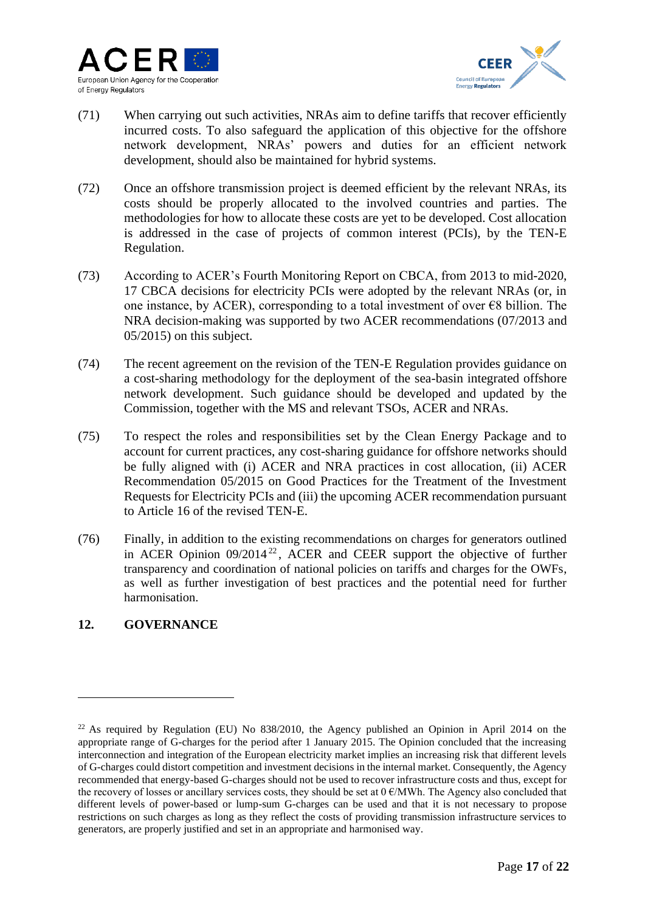(71) When carrying out such activities, NRAs aim to define tariffs that recover efficiently incurred costs. To also safeguard the application of this objective for the offshore network development, NRAs' powers and duties for an efficient network development, should also be maintained for hybrid systems.

(72) Once an offshore transmission project is deemed efficient by the relevant NRAs, its costs should be properly allocated to the involved countries and parties. The methodologies for how to allocate these costs are yet to be developed. Cost allocation is addressed in the case of projects of common interest (PCIs), by the TEN-E Regulation.

(73) According to ACER's Fourth Monitoring Report on CBCA, from 2013 to mid-2020, 17 CBCA decisions for electricity PCIs were adopted by the relevant NRAs (or, in one instance, by ACER), corresponding to a total investment of over €8 billion. The NRA decision-making was supported by two ACER recommendations (07/2013 and 05/2015) on this subject.

(74) The recent agreement on the revision of the TEN-E Regulation provides guidance on a cost-sharing methodology for the deployment of the sea-basin integrated offshore network development. Such guidance should be developed and updated by the Commission, together with the MS and relevant TSOs, ACER and NRAs.

(75) To respect the roles and responsibilities set by the Clean Energy Package and to account for current practices, any cost-sharing guidance for offshore networks should be fully aligned with (i) ACER and NRA practices in cost allocation, (ii) ACER Recommendation 05/2015 on Good Practices for the Treatment of the Investment Requests for Electricity PCIs and (iii) the upcoming ACER recommendation pursuant to Article 16 of the revised TEN-E.

(76) Finally, in addition to the existing recommendations on charges for generators outlined in ACER Opinion 09/2014[22], ACER and CEER support the objective of further transparency and coordination of national policies on tariffs and charges for the OWFs, as well as further investigation of best practices and the potential need for further harmonisation.

## 12. GOVERNANCE

[22] As required by Regulation (EU) No 838/2010, the Agency published an Opinion in April 2014 on the appropriate range of G-charges for the period after 1 January 2015. The Opinion concluded that the increasing interconnection and integration of the European electricity market implies an increasing risk that different levels of G-charges could distort competition and investment decisions in the internal market. Consequently, the Agency recommended that energy-based G-charges should not be used to recover infrastructure costs and thus, except for the recovery of losses or ancillary services costs, they should be set at 0 €/MWh. The Agency also concluded that different levels of power-based or lump-sum G-charges can be used and that it is not necessary to propose restrictions on such charges as long as they reflect the costs of providing transmission infrastructure services to generators, are properly justified and set in an appropriate and harmonised way.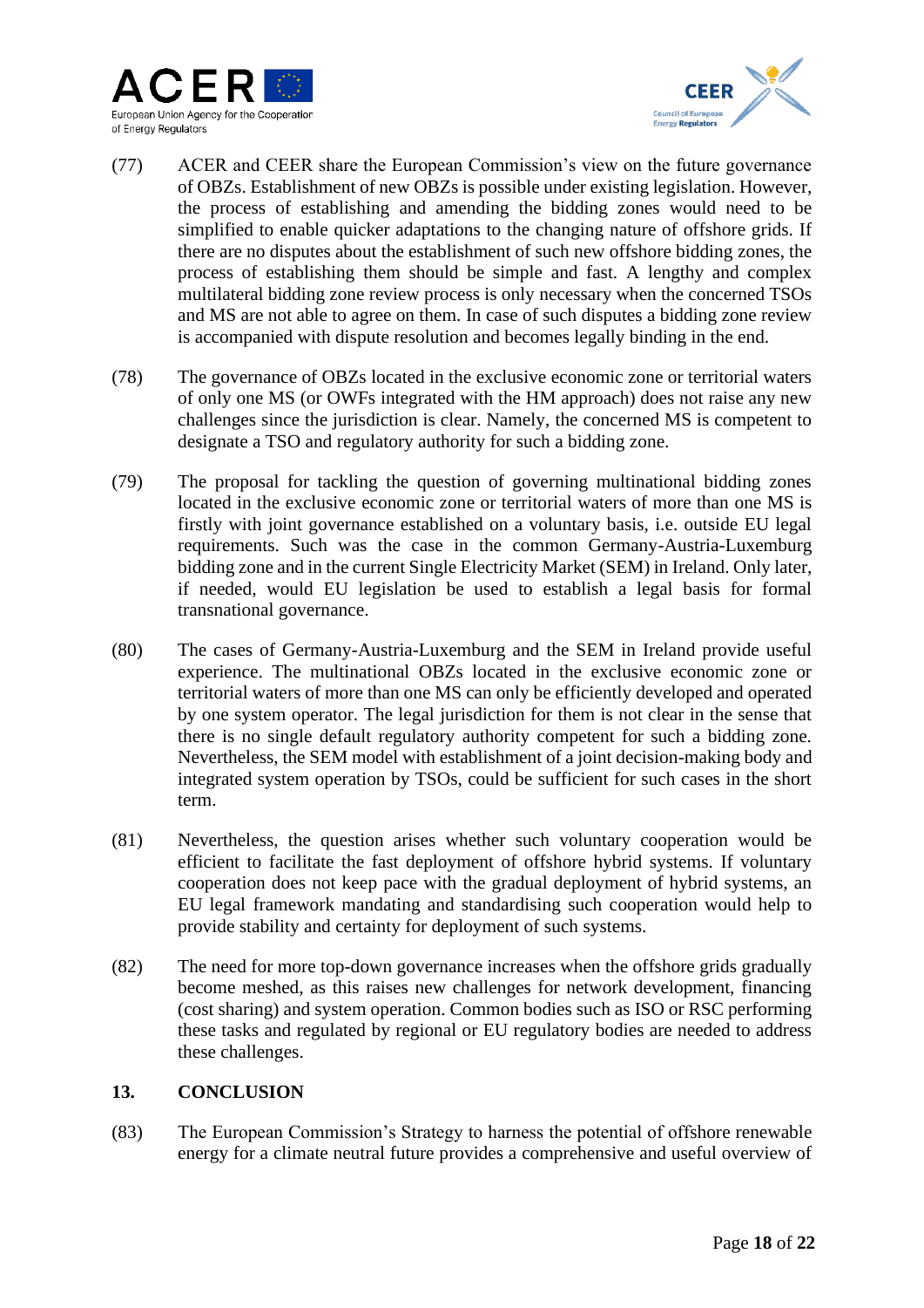(77) ACER and CEER share the European Commission's view on the future governance of OBZs. Establishment of new OBZs is possible under existing legislation. However, the process of establishing and amending the bidding zones would need to be simplified to enable quicker adaptations to the changing nature of offshore grids. If there are no disputes about the establishment of such new offshore bidding zones, the process of establishing them should be simple and fast. A lengthy and complex multilateral bidding zone review process is only necessary when the concerned TSOs and MS are not able to agree on them. In case of such disputes a bidding zone review is accompanied with dispute resolution and becomes legally binding in the end.

(78) The governance of OBZs located in the exclusive economic zone or territorial waters of only one MS (or OWFs integrated with the HM approach) does not raise any new challenges since the jurisdiction is clear. Namely, the concerned MS is competent to designate a TSO and regulatory authority for such a bidding zone.

(79) The proposal for tackling the question of governing multinational bidding zones located in the exclusive economic zone or territorial waters of more than one MS is firstly with joint governance established on a voluntary basis, i.e. outside EU legal requirements. Such was the case in the common Germany-Austria-Luxemburg bidding zone and in the current Single Electricity Market (SEM) in Ireland. Only later, if needed, would EU legislation be used to establish a legal basis for formal transnational governance.

(80) The cases of Germany-Austria-Luxemburg and the SEM in Ireland provide useful experience. The multinational OBZs located in the exclusive economic zone or territorial waters of more than one MS can only be efficiently developed and operated by one system operator. The legal jurisdiction for them is not clear in the sense that there is no single default regulatory authority competent for such a bidding zone. Nevertheless, the SEM model with establishment of a joint decision-making body and integrated system operation by TSOs, could be sufficient for such cases in the short term.

(81) Nevertheless, the question arises whether such voluntary cooperation would be efficient to facilitate the fast deployment of offshore hybrid systems. If voluntary cooperation does not keep pace with the gradual deployment of hybrid systems, an EU legal framework mandating and standardising such cooperation would help to provide stability and certainty for deployment of such systems.

(82) The need for more top-down governance increases when the offshore grids gradually become meshed, as this raises new challenges for network development, financing (cost sharing) and system operation. Common bodies such as ISO or RSC performing these tasks and regulated by regional or EU regulatory bodies are needed to address these challenges.

## 13. CONCLUSION

(83) The European Commission's Strategy to harness the potential of offshore renewable energy for a climate neutral future provides a comprehensive and useful overview of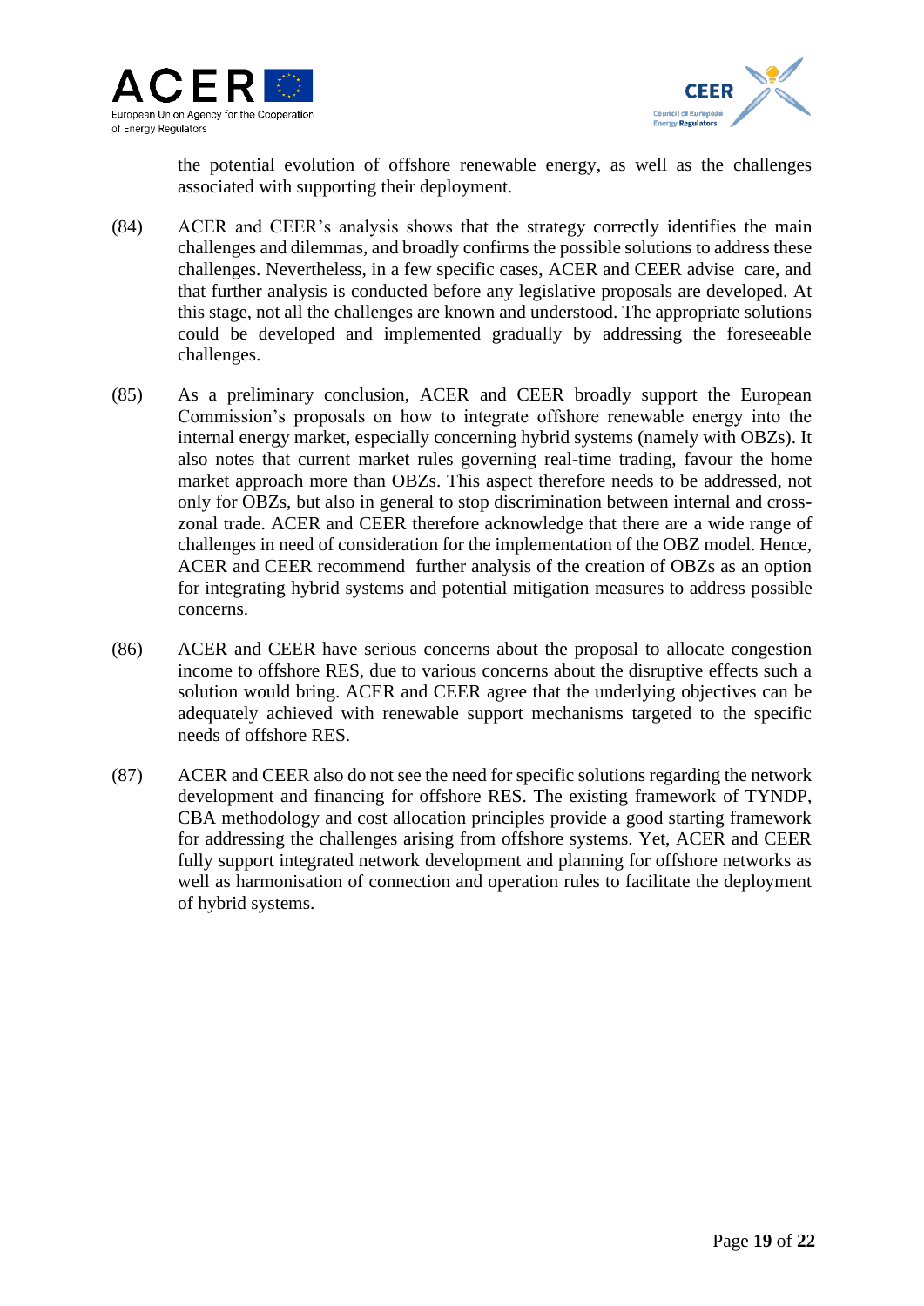the potential evolution of offshore renewable energy, as well as the challenges associated with supporting their deployment.

(84) ACER and CEER's analysis shows that the strategy correctly identifies the main challenges and dilemmas, and broadly confirms the possible solutions to address these challenges. Nevertheless, in a few specific cases, ACER and CEER advise care, and that further analysis is conducted before any legislative proposals are developed. At this stage, not all the challenges are known and understood. The appropriate solutions could be developed and implemented gradually by addressing the foreseeable challenges.

(85) As a preliminary conclusion, ACER and CEER broadly support the European Commission's proposals on how to integrate offshore renewable energy into the internal energy market, especially concerning hybrid systems (namely with OBZs). It also notes that current market rules governing real-time trading, favour the home market approach more than OBZs. This aspect therefore needs to be addressed, not only for OBZs, but also in general to stop discrimination between internal and cross-zonal trade. ACER and CEER therefore acknowledge that there are a wide range of challenges in need of consideration for the implementation of the OBZ model. Hence, ACER and CEER recommend further analysis of the creation of OBZs as an option for integrating hybrid systems and potential mitigation measures to address possible concerns.

(86) ACER and CEER have serious concerns about the proposal to allocate congestion income to offshore RES, due to various concerns about the disruptive effects such a solution would bring. ACER and CEER agree that the underlying objectives can be adequately achieved with renewable support mechanisms targeted to the specific needs of offshore RES.

(87) ACER and CEER also do not see the need for specific solutions regarding the network development and financing for offshore RES. The existing framework of TYNDP, CBA methodology and cost allocation principles provide a good starting framework for addressing the challenges arising from offshore systems. Yet, ACER and CEER fully support integrated network development and planning for offshore networks as well as harmonisation of connection and operation rules to facilitate the deployment of hybrid systems.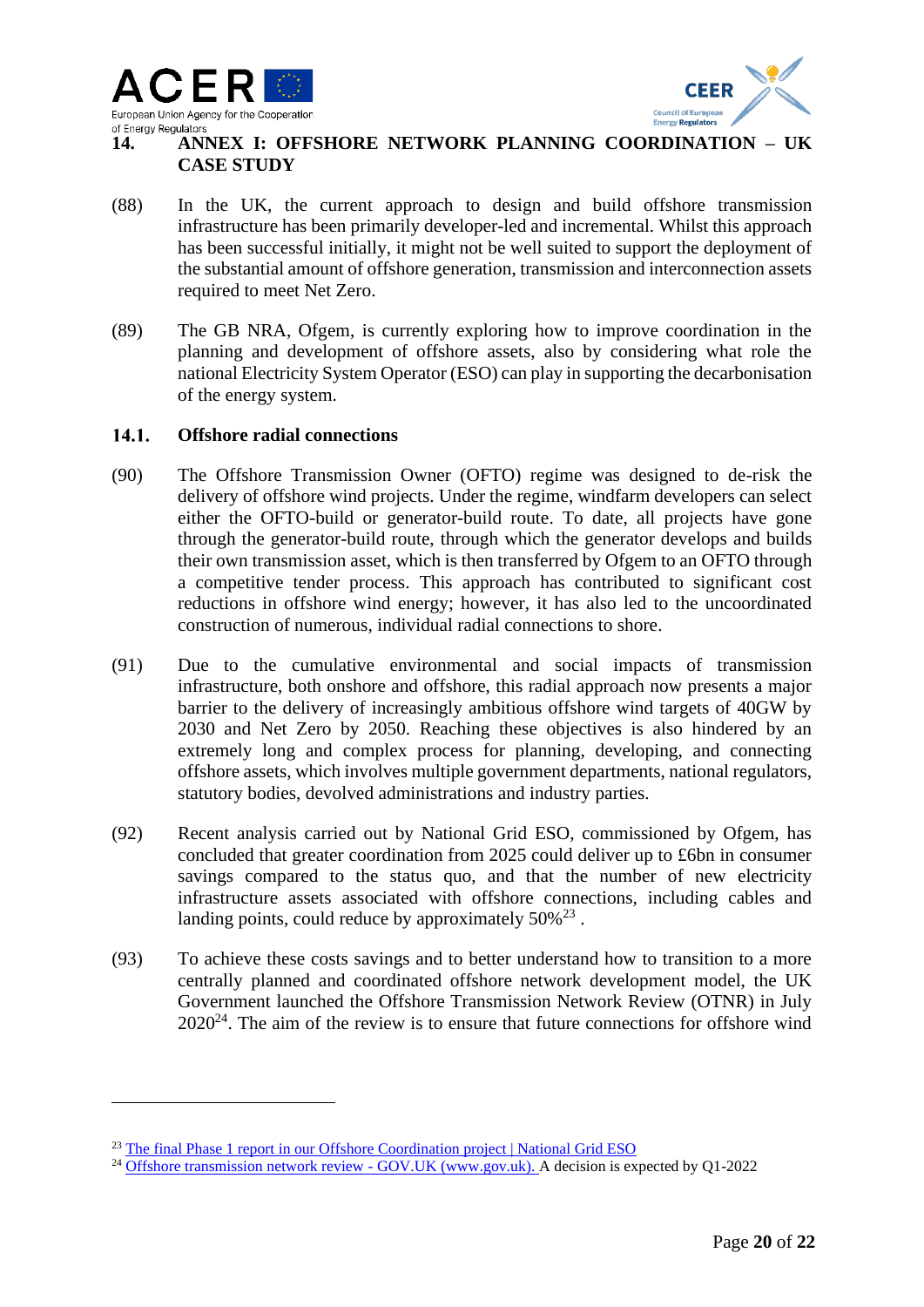# 14. ANNEX I: OFFSHORE NETWORK PLANNING COORDINATION – UK CASE STUDY

(88) In the UK, the current approach to design and build offshore transmission infrastructure has been primarily developer-led and incremental. Whilst this approach has been successful initially, it might not be well suited to support the deployment of the substantial amount of offshore generation, transmission and interconnection assets required to meet Net Zero.

(89) The GB NRA, Ofgem, is currently exploring how to improve coordination in the planning and development of offshore assets, also by considering what role the national Electricity System Operator (ESO) can play in supporting the decarbonisation of the energy system.

## 14.1. Offshore radial connections

(90) The Offshore Transmission Owner (OFTO) regime was designed to de-risk the delivery of offshore wind projects. Under the regime, windfarm developers can select either the OFTO-build or generator-build route. To date, all projects have gone through the generator-build route, through which the generator develops and builds their own transmission asset, which is then transferred by Ofgem to an OFTO through a competitive tender process. This approach has contributed to significant cost reductions in offshore wind energy; however, it has also led to the uncoordinated construction of numerous, individual radial connections to shore.

(91) Due to the cumulative environmental and social impacts of transmission infrastructure, both onshore and offshore, this radial approach now presents a major barrier to the delivery of increasingly ambitious offshore wind targets of 40GW by 2030 and Net Zero by 2050. Reaching these objectives is also hindered by an extremely long and complex process for planning, developing, and connecting offshore assets, which involves multiple government departments, national regulators, statutory bodies, devolved administrations and industry parties.

(92) Recent analysis carried out by National Grid ESO, commissioned by Ofgem, has concluded that greater coordination from 2025 could deliver up to £6bn in consumer savings compared to the status quo, and that the number of new electricity infrastructure assets associated with offshore connections, including cables and landing points, could reduce by approximately 50%[23] .

(93) To achieve these costs savings and to better understand how to transition to a more centrally planned and coordinated offshore network development model, the UK Government launched the Offshore Transmission Network Review (OTNR) in July 2020[24]. The aim of the review is to ensure that future connections for offshore wind

---

[23] The final Phase 1 report in our Offshore Coordination project | National Grid ESO

[24] Offshore transmission network review - GOV.UK (www.gov.uk). A decision is expected by Q1-2022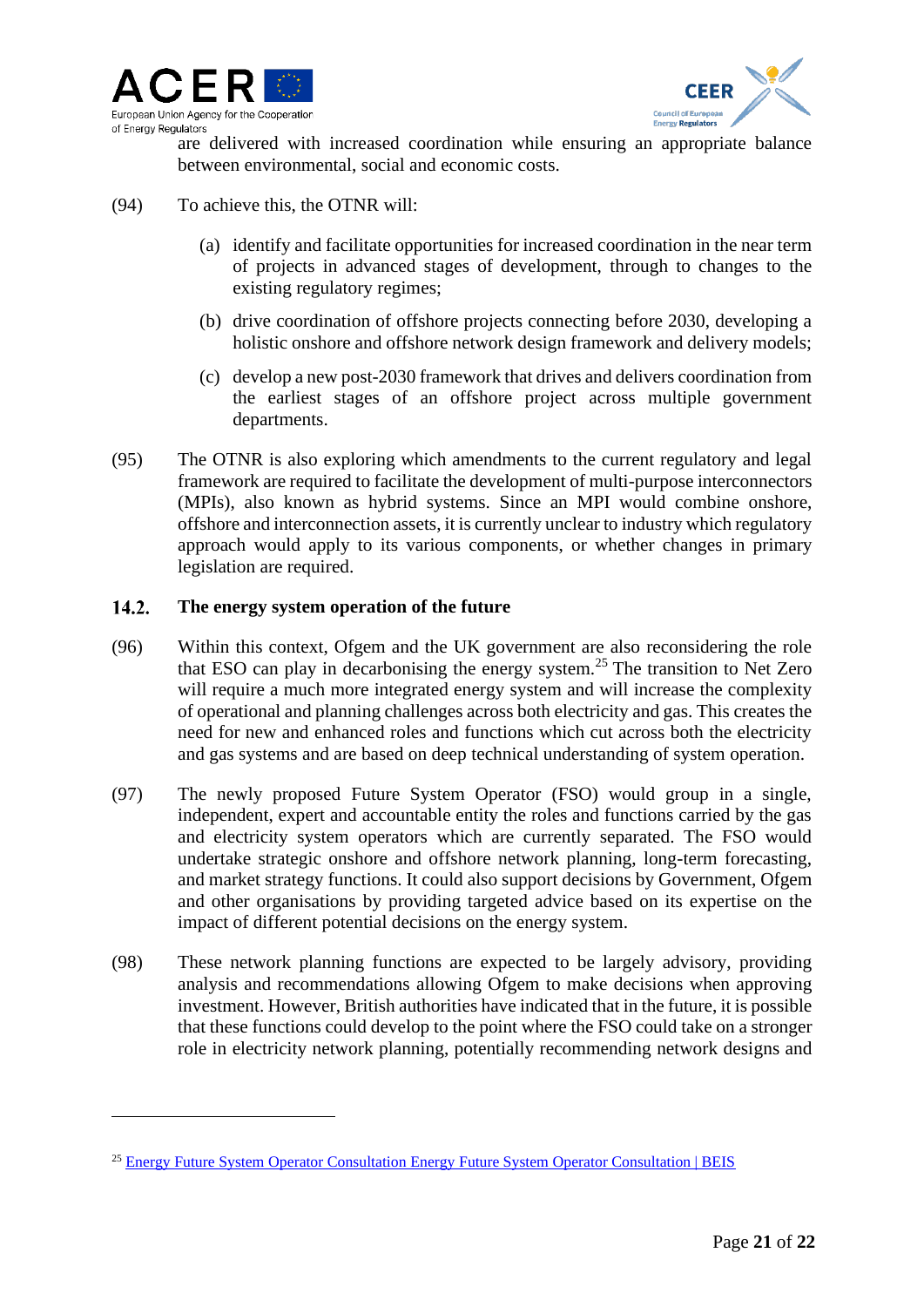are delivered with increased coordination while ensuring an appropriate balance between environmental, social and economic costs.

(94) To achieve this, the OTNR will:

(a) identify and facilitate opportunities for increased coordination in the near term of projects in advanced stages of development, through to changes to the existing regulatory regimes;

(b) drive coordination of offshore projects connecting before 2030, developing a holistic onshore and offshore network design framework and delivery models;

(c) develop a new post-2030 framework that drives and delivers coordination from the earliest stages of an offshore project across multiple government departments.

(95) The OTNR is also exploring which amendments to the current regulatory and legal framework are required to facilitate the development of multi-purpose interconnectors (MPIs), also known as hybrid systems. Since an MPI would combine onshore, offshore and interconnection assets, it is currently unclear to industry which regulatory approach would apply to its various components, or whether changes in primary legislation are required.

## 14.2. The energy system operation of the future

(96) Within this context, Ofgem and the UK government are also reconsidering the role that ESO can play in decarbonising the energy system.[25] The transition to Net Zero will require a much more integrated energy system and will increase the complexity of operational and planning challenges across both electricity and gas. This creates the need for new and enhanced roles and functions which cut across both the electricity and gas systems and are based on deep technical understanding of system operation.

(97) The newly proposed Future System Operator (FSO) would group in a single, independent, expert and accountable entity the roles and functions carried by the gas and electricity system operators which are currently separated. The FSO would undertake strategic onshore and offshore network planning, long-term forecasting, and market strategy functions. It could also support decisions by Government, Ofgem and other organisations by providing targeted advice based on its expertise on the impact of different potential decisions on the energy system.

(98) These network planning functions are expected to be largely advisory, providing analysis and recommendations allowing Ofgem to make decisions when approving investment. However, British authorities have indicated that in the future, it is possible that these functions could develop to the point where the FSO could take on a stronger role in electricity network planning, potentially recommending network designs and

[25] Energy Future System Operator Consultation Energy Future System Operator Consultation | BEIS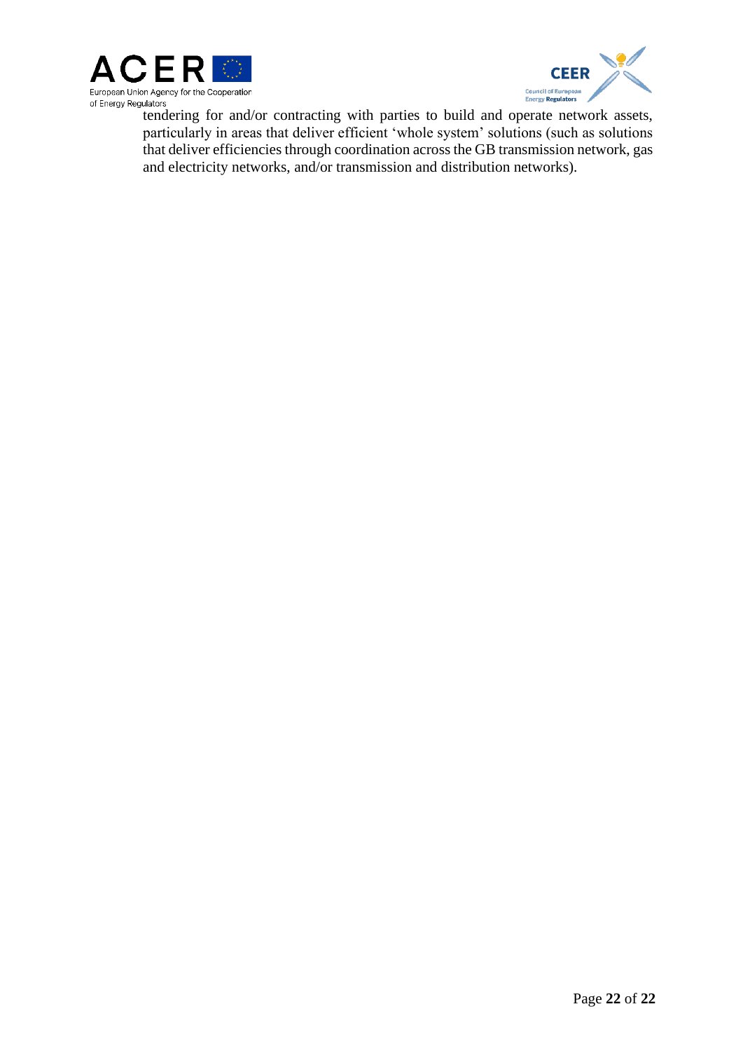tendering for and/or contracting with parties to build and operate network assets, particularly in areas that deliver efficient 'whole system' solutions (such as solutions that deliver efficiencies through coordination across the GB transmission network, gas and electricity networks, and/or transmission and distribution networks).